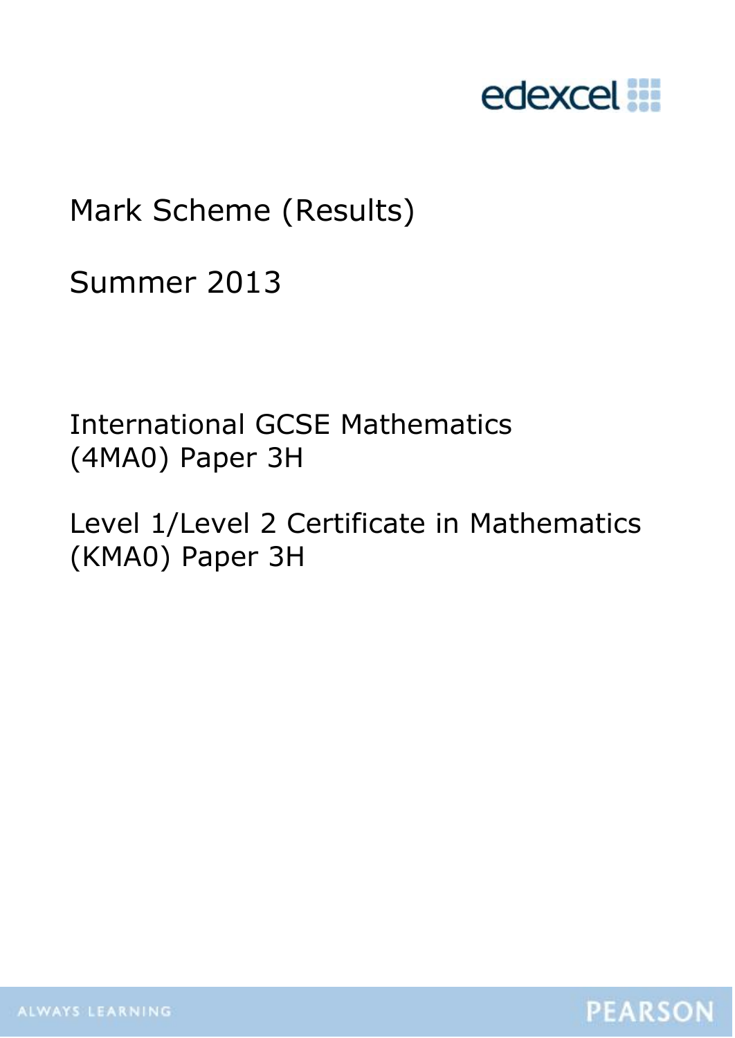edexcel

# Mark Scheme (Results)

## Summer 2013

International GCSE Mathematics
(4MA0) Paper 3H

Level 1/Level 2 Certificate in Mathematics
(KMA0) Paper 3H

ALWAYS LEARNING

PEARSON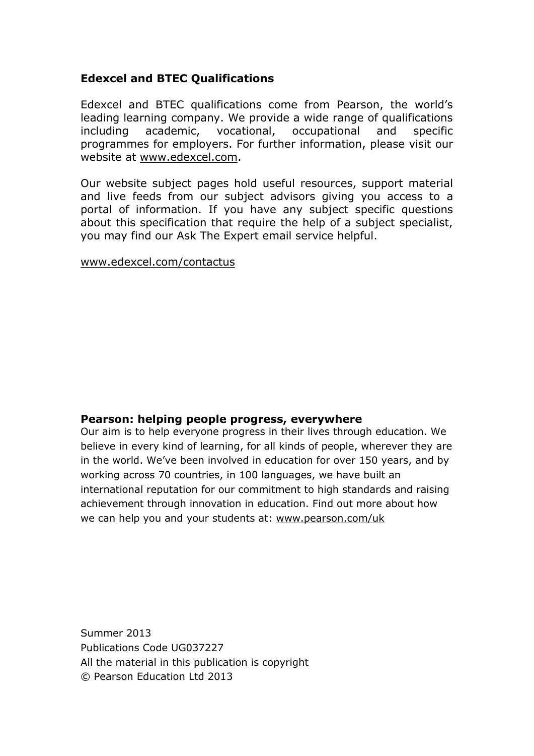**Edexcel and BTEC Qualifications**

Edexcel and BTEC qualifications come from Pearson, the world's leading learning company. We provide a wide range of qualifications including academic, vocational, occupational and specific programmes for employers. For further information, please visit our website at www.edexcel.com.

Our website subject pages hold useful resources, support material and live feeds from our subject advisors giving you access to a portal of information. If you have any subject specific questions about this specification that require the help of a subject specialist, you may find our Ask The Expert email service helpful.

www.edexcel.com/contactus

**Pearson: helping people progress, everywhere**

Our aim is to help everyone progress in their lives through education. We believe in every kind of learning, for all kinds of people, wherever they are in the world. We've been involved in education for over 150 years, and by working across 70 countries, in 100 languages, we have built an international reputation for our commitment to high standards and raising achievement through innovation in education. Find out more about how we can help you and your students at: www.pearson.com/uk

Summer 2013
Publications Code UG037227
All the material in this publication is copyright
© Pearson Education Ltd 2013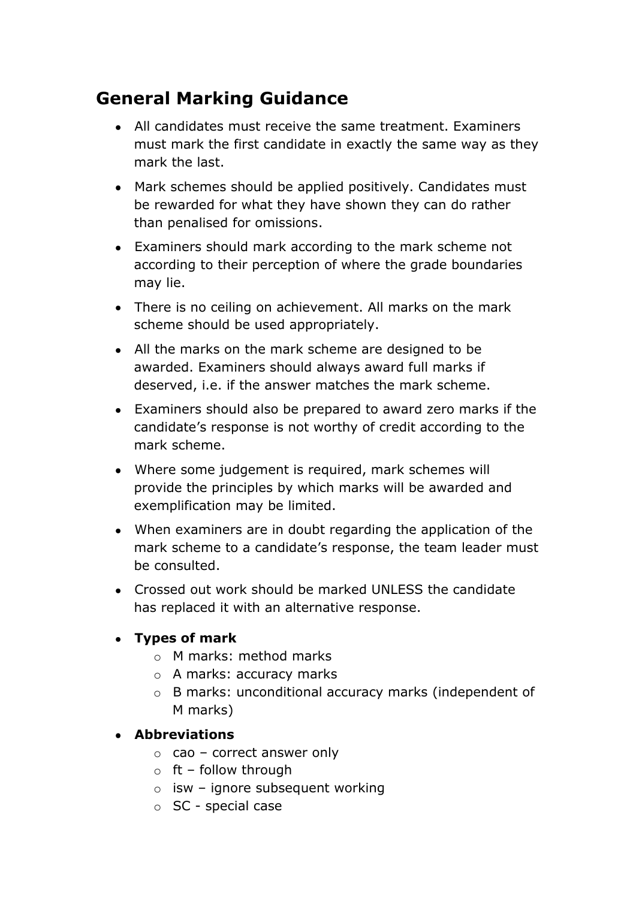## General Marking Guidance

- All candidates must receive the same treatment. Examiners must mark the first candidate in exactly the same way as they mark the last.
- Mark schemes should be applied positively. Candidates must be rewarded for what they have shown they can do rather than penalised for omissions.
- Examiners should mark according to the mark scheme not according to their perception of where the grade boundaries may lie.
- There is no ceiling on achievement. All marks on the mark scheme should be used appropriately.
- All the marks on the mark scheme are designed to be awarded. Examiners should always award full marks if deserved, i.e. if the answer matches the mark scheme.
- Examiners should also be prepared to award zero marks if the candidate's response is not worthy of credit according to the mark scheme.
- Where some judgement is required, mark schemes will provide the principles by which marks will be awarded and exemplification may be limited.
- When examiners are in doubt regarding the application of the mark scheme to a candidate's response, the team leader must be consulted.
- Crossed out work should be marked UNLESS the candidate has replaced it with an alternative response.
- **Types of mark**
  - M marks: method marks
  - A marks: accuracy marks
  - B marks: unconditional accuracy marks (independent of M marks)
- **Abbreviations**
  - cao – correct answer only
  - ft – follow through
  - isw – ignore subsequent working
  - SC - special case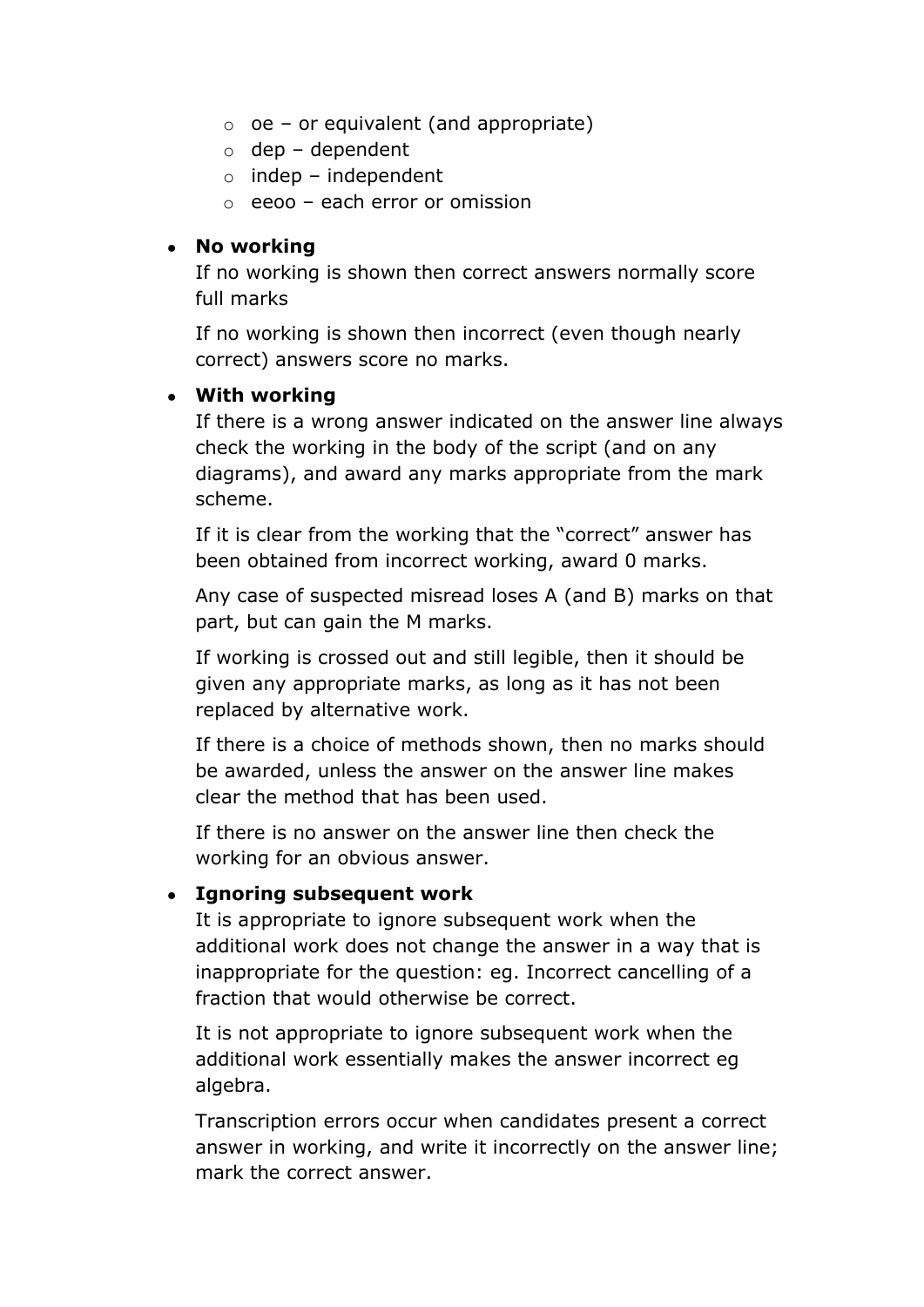- oe – or equivalent (and appropriate)
  - dep – dependent
  - indep – independent
  - eeoo – each error or omission

- **No working**

  If no working is shown then correct answers normally score full marks

  If no working is shown then incorrect (even though nearly correct) answers score no marks.

- **With working**

  If there is a wrong answer indicated on the answer line always check the working in the body of the script (and on any diagrams), and award any marks appropriate from the mark scheme.

  If it is clear from the working that the "correct" answer has been obtained from incorrect working, award 0 marks.

  Any case of suspected misread loses A (and B) marks on that part, but can gain the M marks.

  If working is crossed out and still legible, then it should be given any appropriate marks, as long as it has not been replaced by alternative work.

  If there is a choice of methods shown, then no marks should be awarded, unless the answer on the answer line makes clear the method that has been used.

  If there is no answer on the answer line then check the working for an obvious answer.

- **Ignoring subsequent work**

  It is appropriate to ignore subsequent work when the additional work does not change the answer in a way that is inappropriate for the question: eg. Incorrect cancelling of a fraction that would otherwise be correct.

  It is not appropriate to ignore subsequent work when the additional work essentially makes the answer incorrect eg algebra.

  Transcription errors occur when candidates present a correct answer in working, and write it incorrectly on the answer line; mark the correct answer.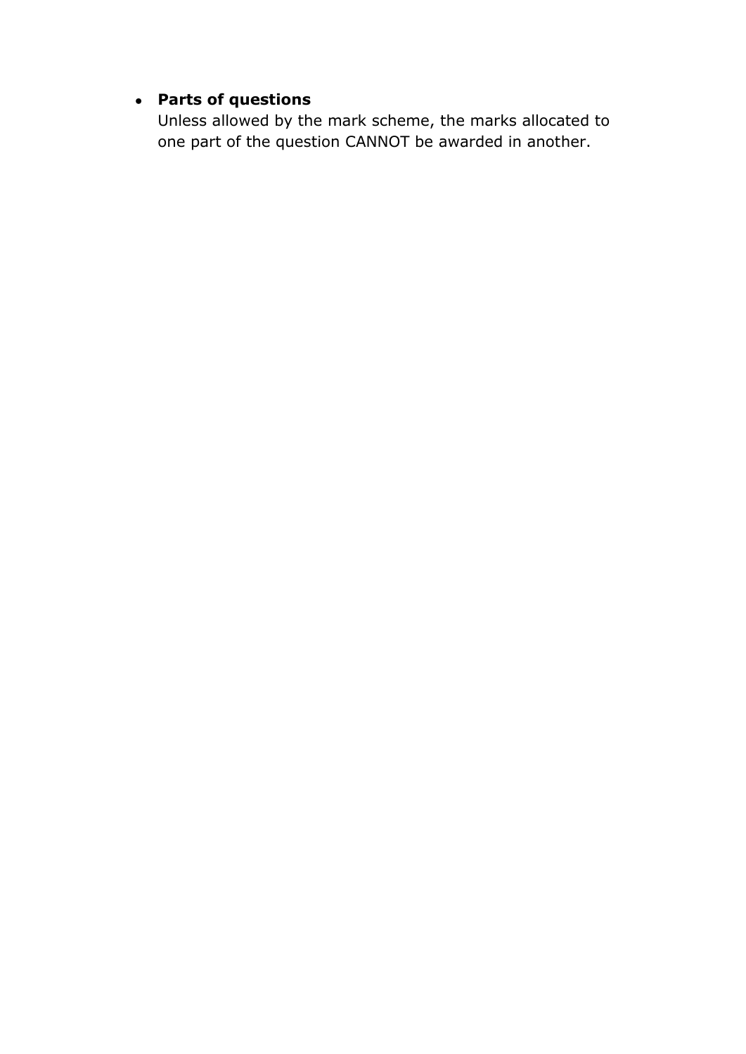- **Parts of questions**
  Unless allowed by the mark scheme, the marks allocated to one part of the question CANNOT be awarded in another.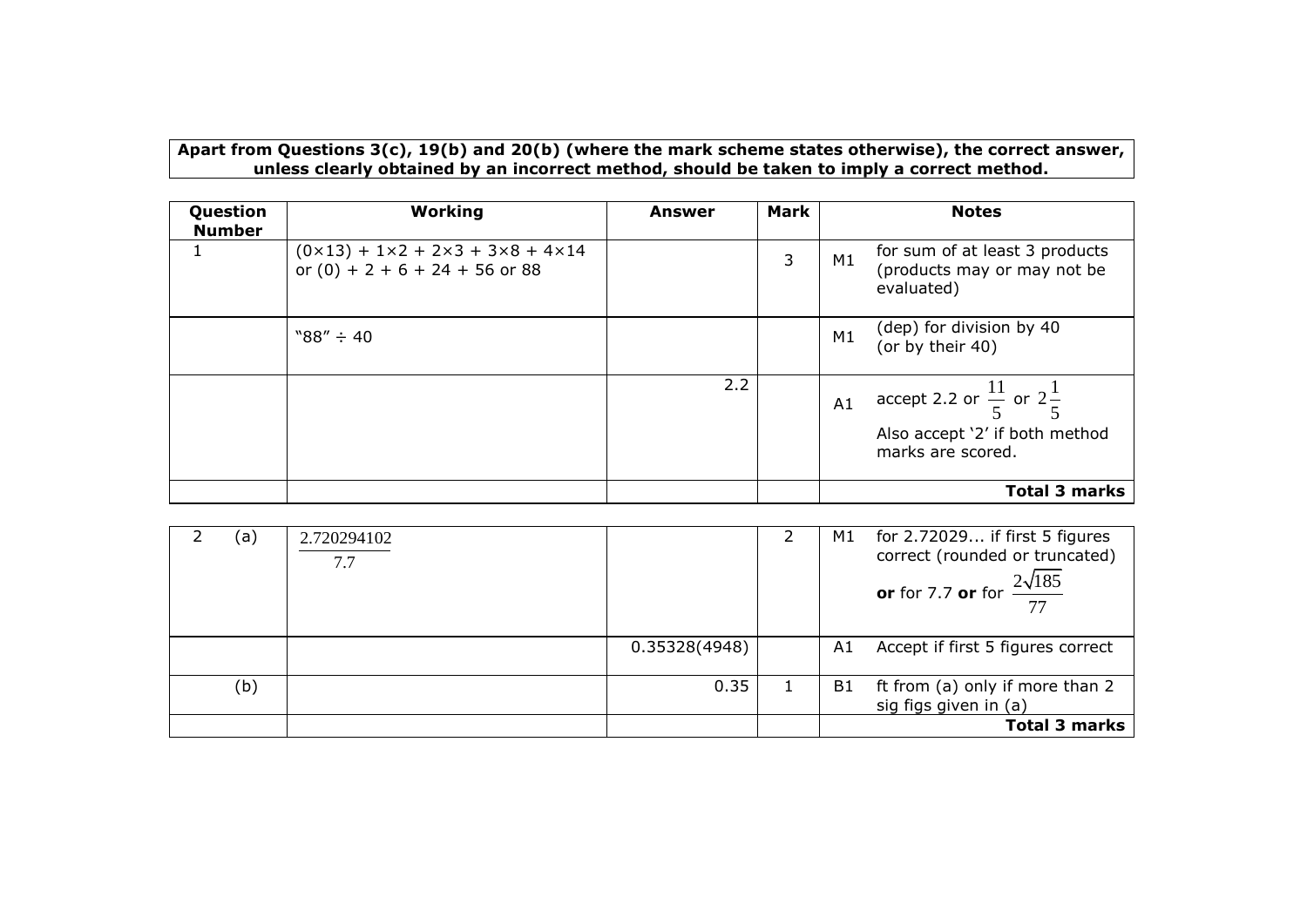**Apart from Questions 3(c), 19(b) and 20(b) (where the mark scheme states otherwise), the correct answer, unless clearly obtained by an incorrect method, should be taken to imply a correct method.**

| Question Number | Working | Answer | Mark | Notes | |
|---|---|---|---|---|---|
| 1 | (0×13) + 1×2 + 2×3 + 3×8 + 4×14 or (0) + 2 + 6 + 24 + 56 or 88 | | 3 | M1 | for sum of at least 3 products (products may or may not be evaluated) |
| | "88" ÷ 40 | | | M1 | (dep) for division by 40 (or by their 40) |
| | | 2.2 | | A1 | accept 2.2 or $\frac{11}{5}$ or $2\frac{1}{5}$<br>Also accept '2' if both method marks are scored. |
| | | | | | **Total 3 marks** |

| Question Number | Working | Answer | Mark | Notes | |
|---|---|---|---|---|---|
| 2 (a) | $\frac{2.720294102}{7.7}$ | | 2 | M1 | for 2.72029... if first 5 figures correct (rounded or truncated) **or** for 7.7 **or** for $\frac{2\sqrt{185}}{77}$ |
| | | 0.35328(4948) | | A1 | Accept if first 5 figures correct |
| (b) | | 0.35 | 1 | B1 | ft from (a) only if more than 2 sig figs given in (a) |
| | | | | | **Total 3 marks** |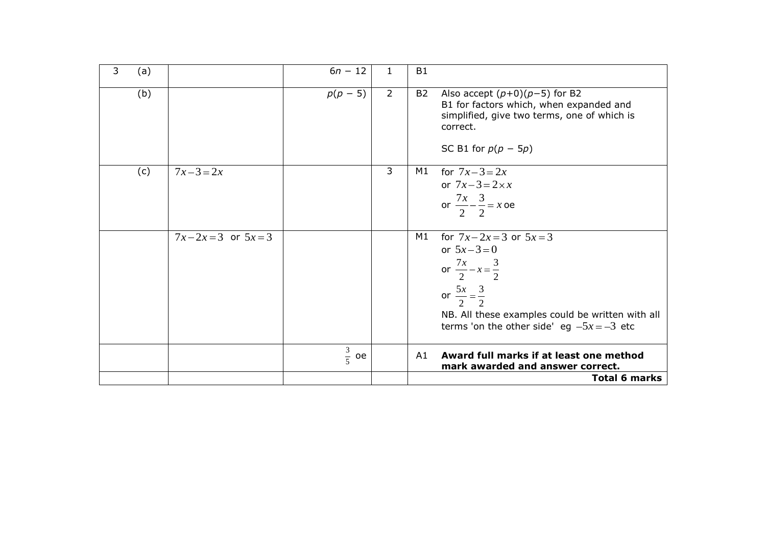| 3 | (a) | | $6n - 12$ | 1 | B1 | |
|---|---|---|---|---|---|---|
| | (b) | | $p(p - 5)$ | 2 | B2 | Also accept $(p+0)(p-5)$ for B2<br>B1 for factors which, when expanded and simplified, give two terms, one of which is correct.<br><br>SC B1 for $p(p - 5p)$ |
| | (c) | $7x-3=2x$ | | 3 | M1 | for $7x-3=2x$<br>or $7x-3=2\times x$<br>or $\frac{7x}{2}-\frac{3}{2}=x$ oe |
| | | $7x-2x=3$ or $5x=3$ | | | M1 | for $7x-2x=3$ or $5x=3$<br>or $5x-3=0$<br>or $\frac{7x}{2}-x=\frac{3}{2}$<br>or $\frac{5x}{2}=\frac{3}{2}$<br>NB. All these examples could be written with all terms 'on the other side' eg $-5x=-3$ etc |
| | | | $\frac{3}{5}$ oe | | A1 | **Award full marks if at least one method mark awarded and answer correct.** |
| | | | | | | **Total 6 marks** |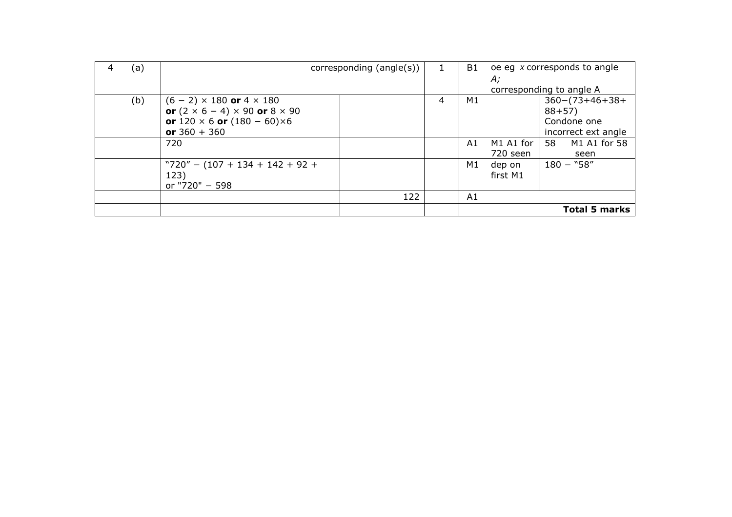| Question | | Working | Answer | Mark | Notes | | |
|---|---|---|---|---|---|---|---|
| 4 | (a) | | corresponding (angle(s)) | 1 | B1 | oe eg $x$ corresponds to angle *A*; corresponding to angle A | |
| | (b) | $(6 - 2) \times 180$ **or** $4 \times 180$ **or** $(2 \times 6 - 4) \times 90$ **or** $8 \times 90$ **or** $120 \times 6$ **or** $(180 - 60)\times6$ **or** $360 + 360$ | | 4 | M1 | | $360-(73+46+38+88+57)$ Condone one incorrect ext angle |
| | | 720 | | | A1 | M1 A1 for 720 seen | 58 M1 A1 for 58 seen |
| | | "720" − (107 + 134 + 142 + 92 + 123) or "720" − 598 | | | M1 | dep on first M1 | 180 − "58" |
| | | | 122 | | A1 | | |
| | | | | | **Total 5 marks** | | |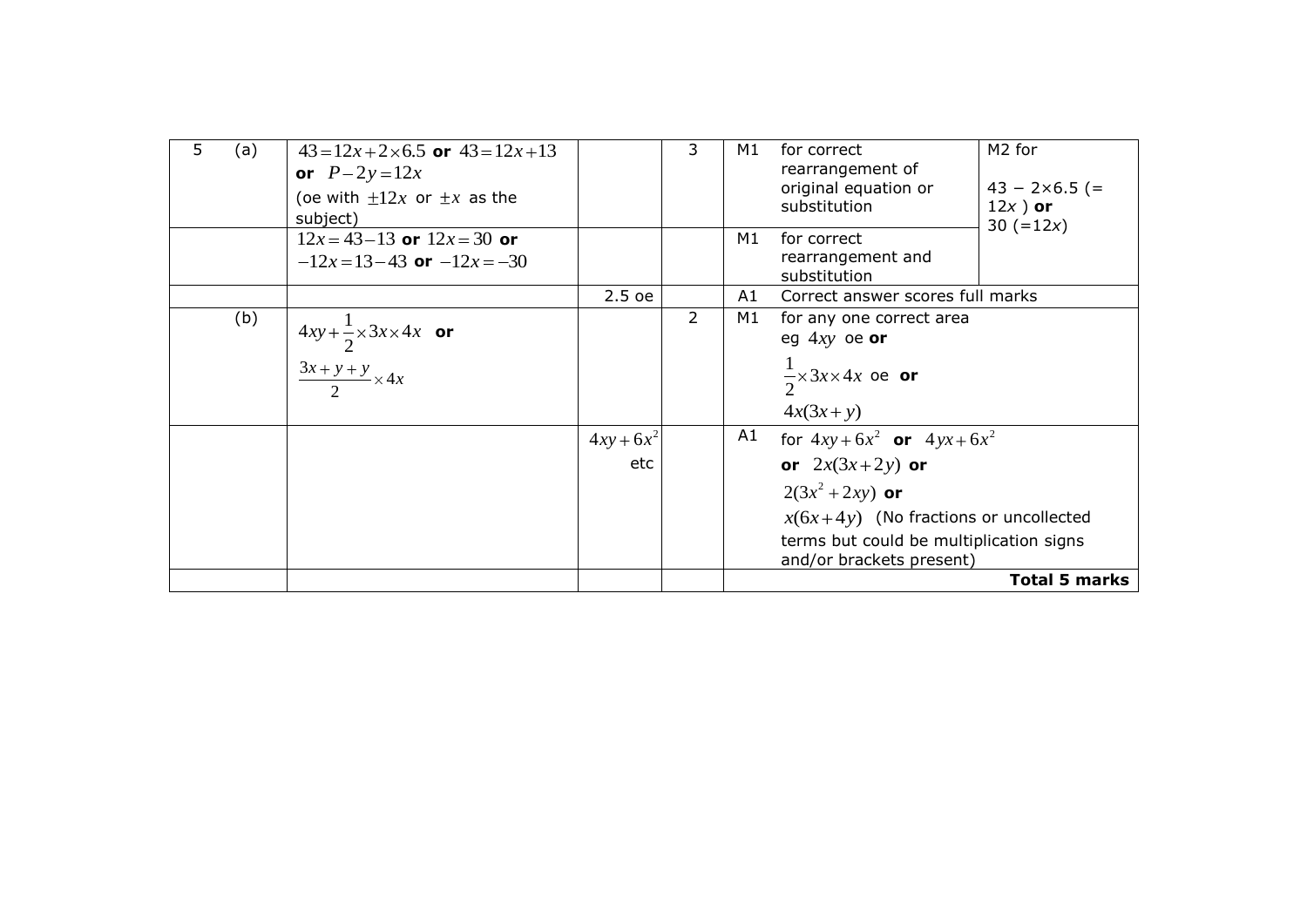| | | | | | | | |
|---|---|---|---|---|---|---|---|
| 5 | (a) | $43 = 12x + 2\times6.5$ **or** $43 = 12x + 13$ **or** $P - 2y = 12x$ (oe with $\pm12x$ or $\pm x$ as the subject) | | 3 | M1 | for correct rearrangement of original equation or substitution | M2 for $43 - 2\times6.5$ (= $12x$ ) **or** 30 (=$12x$) |
| | | $12x = 43 - 13$ **or** $12x = 30$ **or** $-12x = 13 - 43$ **or** $-12x = -30$ | | | M1 | for correct rearrangement and substitution | |
| | | | 2.5 oe | | A1 | Correct answer scores full marks | |
| | (b) | $4xy + \frac{1}{2}\times3x\times4x$ **or** $\frac{3x + y + y}{2}\times4x$ | | 2 | M1 | for any one correct area eg $4xy$ oe **or** $\frac{1}{2}\times3x\times4x$ oe **or** $4x(3x + y)$ | |
| | | | $4xy + 6x^2$ etc | | A1 | for $4xy + 6x^2$ **or** $4yx + 6x^2$ **or** $2x(3x + 2y)$ **or** $2(3x^2 + 2xy)$ **or** $x(6x + 4y)$ (No fractions or uncollected terms but could be multiplication signs and/or brackets present) | |
| | | | | | | | **Total 5 marks** |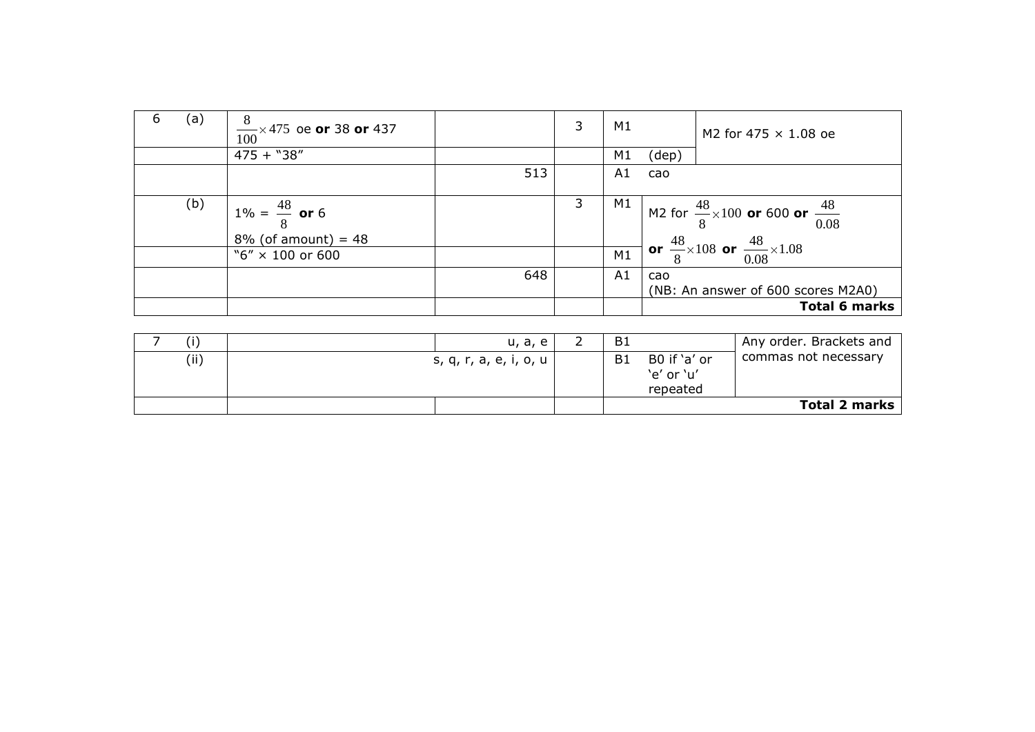| | | | | | | |
|---|---|---|---|---|---|---|
| 6 | (a) | $\frac{8}{100} \times 475$ oe **or** 38 **or** 437 | | 3 | M1 | M2 for 475 × 1.08 oe |
| | | 475 + "38" | | | M1 (dep) | |
| | | | 513 | | A1 | cao |
| | (b) | 1% = $\frac{48}{8}$ **or** 6<br>8% (of amount) = 48 | | 3 | M1 | M2 for $\frac{48}{8} \times 100$ **or** 600 **or** $\frac{48}{0.08}$ |
| | | "6" × 100 or 600 | | | M1 | **or** $\frac{48}{8} \times 108$ **or** $\frac{48}{0.08} \times 1.08$ |
| | | | 648 | | A1 | cao<br>(NB: An answer of 600 scores M2A0) |
| | | | | | | **Total 6 marks** |

| | | | | | | |
|---|---|---|---|---|---|---|
| 7 | (i) | | u, a, e | 2 | B1 | Any order. Brackets and commas not necessary |
| | (ii) | | s, q, r, a, e, i, o, u | | B1 B0 if 'a' or 'e' or 'u' repeated | |
| | | | | | | **Total 2 marks** |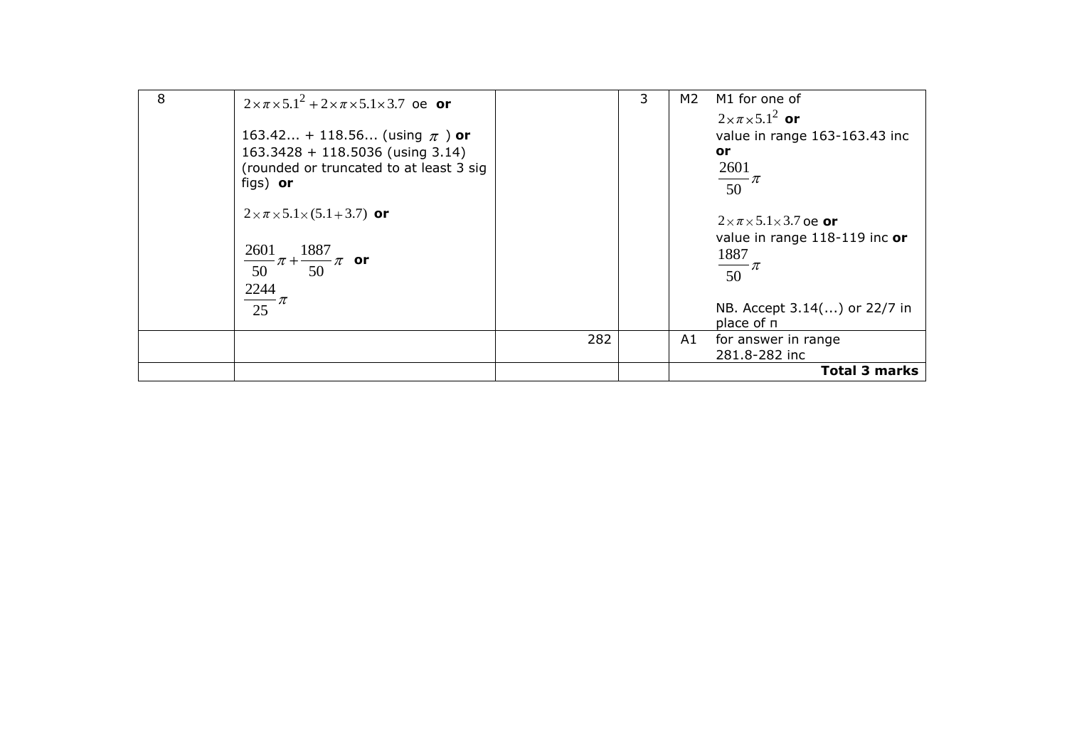| | | | | | |
|---|---|---|---|---|---|
| 8 | $2\times\pi\times5.1^2+2\times\pi\times5.1\times3.7$ oe **or**<br><br>163.42... + 118.56... (using $\pi$ ) **or**<br>163.3428 + 118.5036 (using 3.14)<br>(rounded or truncated to at least 3 sig figs) **or**<br><br>$2\times\pi\times5.1\times(5.1+3.7)$ **or**<br><br>$\frac{2601}{50}\pi+\frac{1887}{50}\pi$ **or**<br>$\frac{2244}{25}\pi$ | | 3 | M2 | M1 for one of<br>$2\times\pi\times5.1^2$ **or**<br>value in range 163-163.43 inc<br>**or**<br>$\frac{2601}{50}\pi$<br><br>$2\times\pi\times5.1\times3.7$ oe **or**<br>value in range 118-119 inc **or**<br>$\frac{1887}{50}\pi$<br><br>NB. Accept 3.14(...) or 22/7 in place of π |
| | | 282 | | A1 | for answer in range<br>281.8-282 inc |
| | | | | | **Total 3 marks** |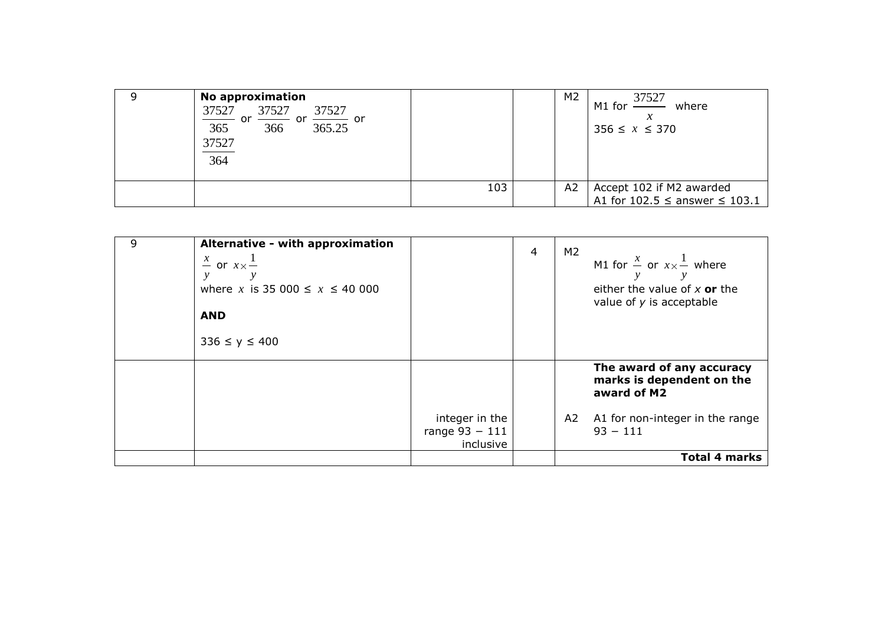| 9 | **No approximation** $\frac{37527}{365}$ or $\frac{37527}{366}$ or $\frac{37527}{365.25}$ or $\frac{37527}{364}$ | | | M2 | M1 for $\frac{37527}{x}$ where $356 \leq x \leq 370$ |
|---|---|---|---|---|---|
| | | 103 | | A2 | Accept 102 if M2 awarded<br>A1 for $102.5 \leq$ answer $\leq 103.1$ |

| 9 | **Alternative - with approximation** $\frac{x}{y}$ or $x \times \frac{1}{y}$ where $x$ is $35\,000 \leq x \leq 40\,000$ **AND** $336 \leq y \leq 400$ | | 4 | M2 | M1 for $\frac{x}{y}$ or $x \times \frac{1}{y}$ where either the value of $x$ **or** the value of $y$ is acceptable |
|---|---|---|---|---|---|
| | | | | | **The award of any accuracy marks is dependent on the award of M2** |
| | | integer in the range 93 − 111 inclusive | | A2 | A1 for non-integer in the range 93 − 111 |
| | | | | | **Total 4 marks** |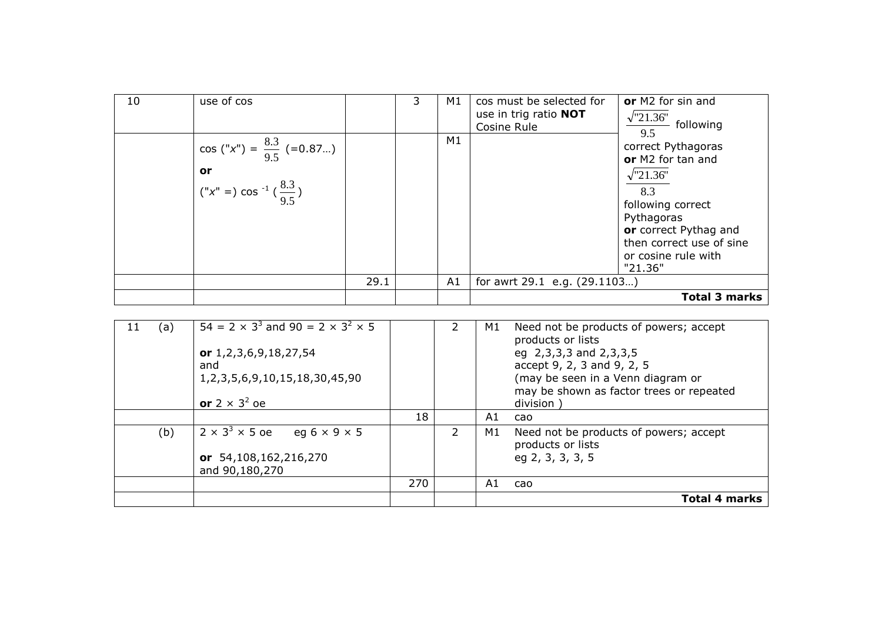| | | | | | | |
|---|---|---|---|---|---|---|
| 10 | use of cos | | 3 | M1 | cos must be selected for use in trig ratio **NOT** Cosine Rule | **or** M2 for sin and $\frac{\sqrt{"21.36"}}{9.5}$ following correct Pythagoras **or** M2 for tan and $\frac{\sqrt{"21.36"}}{8.3}$ following correct Pythagoras **or** correct Pythag and then correct use of sine or cosine rule with "21.36" |
| | cos ("$x$") = $\frac{8.3}{9.5}$ (=0.87…) **or** ("$x$" =) $\cos^{-1}$ ($\frac{8.3}{9.5}$) | | | M1 | | |
| | | 29.1 | | A1 | for awrt 29.1 e.g. (29.1103…) | |
| | | | | | | **Total 3 marks** |

| | | | | | | |
|---|---|---|---|---|---|---|
| 11 | (a) | $54 = 2 \times 3^3$ and $90 = 2 \times 3^2 \times 5$ **or** 1,2,3,6,9,18,27,54 and 1,2,3,5,6,9,10,15,18,30,45,90 **or** $2 \times 3^2$ oe | | 2 | M1 | Need not be products of powers; accept products or lists eg 2,3,3,3 and 2,3,3,5 accept 9, 2, 3 and 9, 2, 5 (may be seen in a Venn diagram or may be shown as factor trees or repeated division ) |
| | | | 18 | | A1 | cao |
| | (b) | $2 \times 3^3 \times 5$ oe eg $6 \times 9 \times 5$ **or** 54,108,162,216,270 and 90,180,270 | | 2 | M1 | Need not be products of powers; accept products or lists eg 2, 3, 3, 3, 5 |
| | | | 270 | | A1 | cao |
| | | | | | | **Total 4 marks** |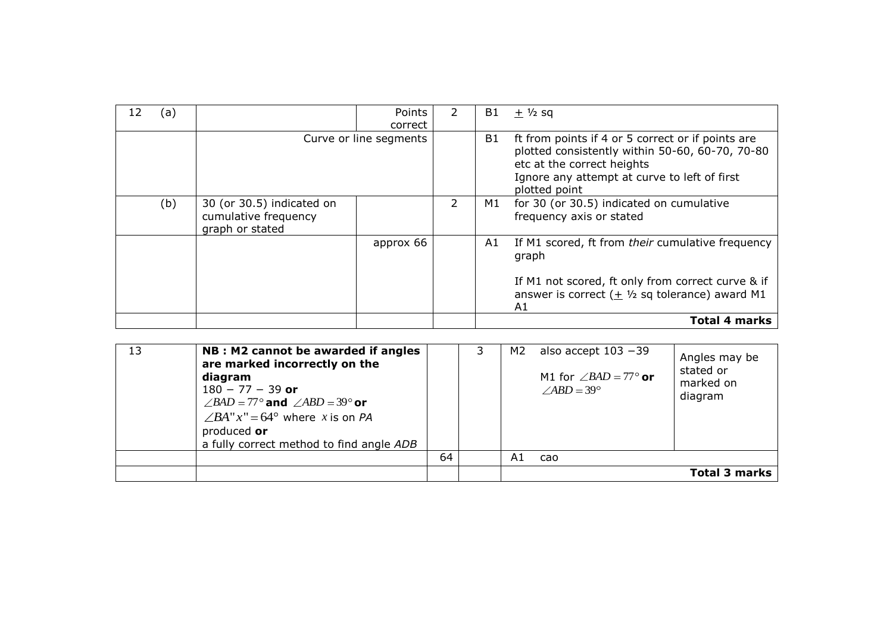| | | | | | |
|---|---|---|---|---|---|
| 12 (a) | | Points correct | 2 | B1 | $\pm$ ½ sq |
| | Curve or line segments | | | B1 | ft from points if 4 or 5 correct or if points are plotted consistently within 50-60, 60-70, 70-80 etc at the correct heights<br>Ignore any attempt at curve to left of first plotted point |
| (b) | 30 (or 30.5) indicated on cumulative frequency graph or stated | | 2 | M1 | for 30 (or 30.5) indicated on cumulative frequency axis or stated |
| | | approx 66 | | A1 | If M1 scored, ft from *their* cumulative frequency graph<br><br>If M1 not scored, ft only from correct curve & if answer is correct ($\pm$ ½ sq tolerance) award M1 A1 |
| | | | | | **Total 4 marks** |

| | | | | | | |
|---|---|---|---|---|---|---|
| 13 | **NB : M2 cannot be awarded if angles are marked incorrectly on the diagram**<br>180 − 77 − 39 **or**<br>$\angle BAD = 77°$ **and** $\angle ABD = 39°$ **or**<br>$\angle BA"x" = 64°$ where $x$ is on *PA* produced **or**<br>a fully correct method to find angle *ADB* | | 3 | M2 | also accept 103 − 39<br><br>M1 for $\angle BAD = 77°$ **or** $\angle ABD = 39°$ | Angles may be stated or marked on diagram |
| | | 64 | | A1 | cao | |
| | | | | | | **Total 3 marks** |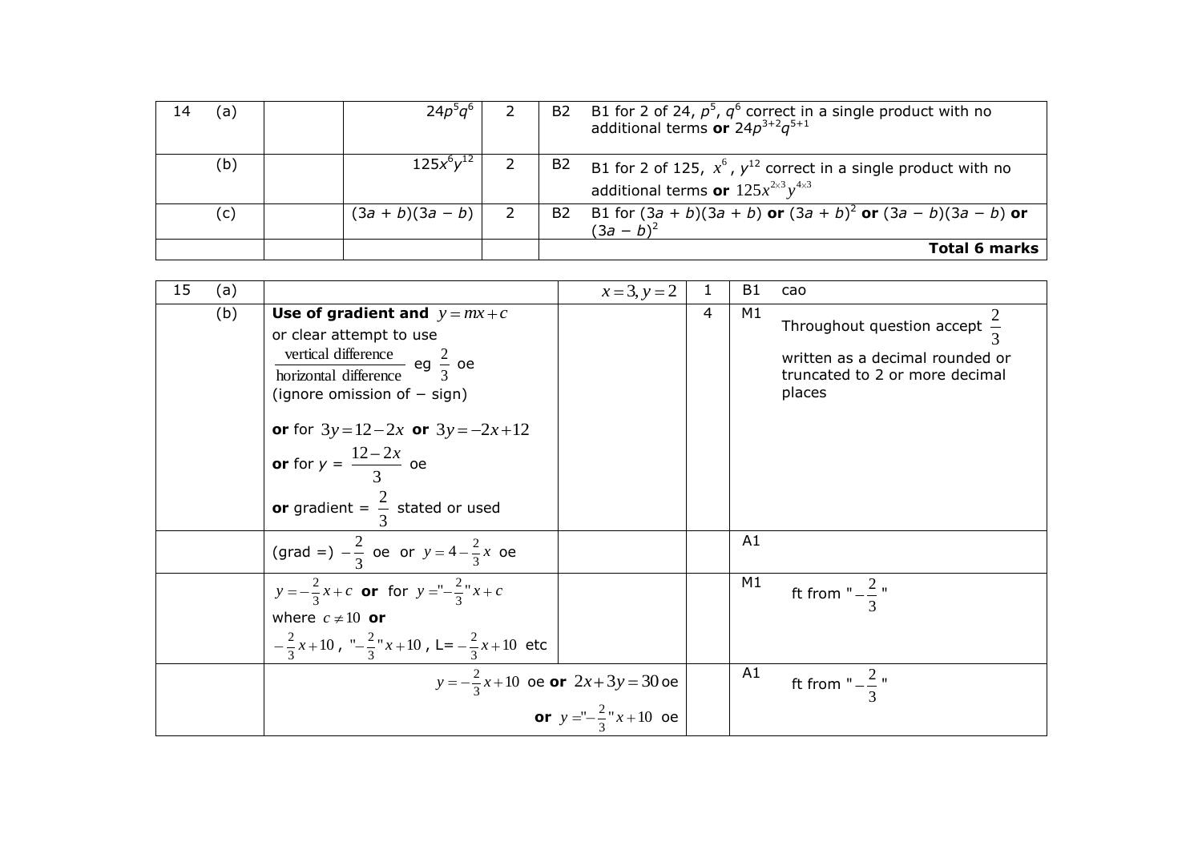| | | | | | | |
|---|---|---|---|---|---|---|
| 14 | (a) | | $24p^5q^6$ | 2 | B2 | B1 for 2 of 24, $p^5$, $q^6$ correct in a single product with no additional terms **or** $24p^{3+2}q^{5+1}$ |
| | (b) | | $125x^6y^{12}$ | 2 | B2 | B1 for 2 of 125, $x^6$, $y^{12}$ correct in a single product with no additional terms **or** $125x^{2\times3}y^{4\times3}$ |
| | (c) | | $(3a + b)(3a − b)$ | 2 | B2 | B1 for $(3a + b)(3a + b)$ **or** $(3a + b)^2$ **or** $(3a − b)(3a − b)$ **or** $(3a − b)^2$ |
| | | | | | | **Total 6 marks** |

| | | | | | | |
|---|---|---|---|---|---|---|
| 15 | (a) | | $x = 3, y = 2$ | 1 | B1 | cao |
| | (b) | **Use of gradient and** $y = mx + c$ or clear attempt to use $\frac{\text{vertical difference}}{\text{horizontal difference}}$ eg $\frac{2}{3}$ oe (ignore omission of − sign) **or** for $3y = 12 - 2x$ **or** $3y = -2x + 12$ **or** for $y = \frac{12-2x}{3}$ oe **or** gradient = $\frac{2}{3}$ stated or used | | 4 | M1 | Throughout question accept $\frac{2}{3}$ written as a decimal rounded or truncated to 2 or more decimal places |
| | | (grad =) $-\frac{2}{3}$ oe or $y = 4 - \frac{2}{3}x$ oe | | | A1 | |
| | | $y = -\frac{2}{3}x + c$ **or** for $y = "-\frac{2}{3}"x + c$ where $c \neq 10$ **or** $-\frac{2}{3}x + 10$, $"-\frac{2}{3}"x + 10$, L= $-\frac{2}{3}x + 10$ etc | | | M1 | ft from "$-\frac{2}{3}$" |
| | | $y = -\frac{2}{3}x + 10$ oe **or** $2x + 3y = 30$ oe **or** $y = "-\frac{2}{3}"x + 10$ oe | | | A1 | ft from "$-\frac{2}{3}$" |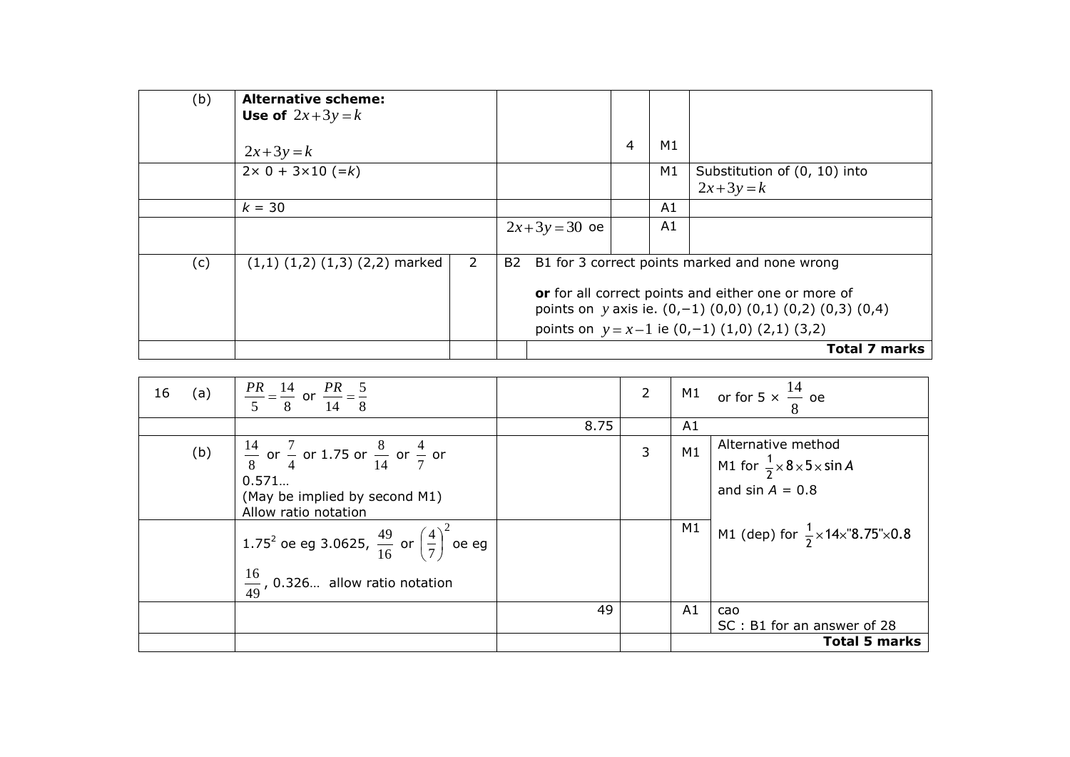| | | | | | |
|---|---|---|---|---|---|
| (b) | **Alternative scheme:** **Use of** $2x+3y=k$ <br><br> $2x+3y=k$ | | 4 | M1 | |
| | $2\times 0 + 3\times 10$ (=$k$) | | | M1 | Substitution of (0, 10) into $2x+3y=k$ |
| | $k$ = 30 | | | A1 | |
| | | $2x+3y=30$ oe | | A1 | |
| (c) | (1,1) (1,2) (1,3) (2,2) marked | | 2 | B2 | B1 for 3 correct points marked and none wrong <br><br> **or** for all correct points and either one or more of points on $y$ axis ie. (0,−1) (0,0) (0,1) (0,2) (0,3) (0,4) <br> points on $y=x-1$ ie (0,−1) (1,0) (2,1) (3,2) |
| | | | | | **Total 7 marks** |

| | | | | | |
|---|---|---|---|---|---|
| 16 (a) | $\frac{PR}{5}=\frac{14}{8}$ or $\frac{PR}{14}=\frac{5}{8}$ | | 2 | M1 | or for 5 × $\frac{14}{8}$ oe |
| | | 8.75 | | A1 | |
| (b) | $\frac{14}{8}$ or $\frac{7}{4}$ or 1.75 or $\frac{8}{14}$ or $\frac{4}{7}$ or 0.571… <br> (May be implied by second M1) <br> Allow ratio notation | | 3 | M1 | Alternative method <br> M1 for $\frac{1}{2}\times 8\times 5\times \sin A$ <br> and sin $A$ = 0.8 |
| | $1.75^2$ oe eg 3.0625, $\frac{49}{16}$ or $\left(\frac{4}{7}\right)^2$ oe eg $\frac{16}{49}$, 0.326… allow ratio notation | | | M1 | M1 (dep) for $\frac{1}{2}\times 14\times$"8.75"$\times 0.8$ |
| | | 49 | | A1 | cao <br> SC : B1 for an answer of 28 |
| | | | | | **Total 5 marks** |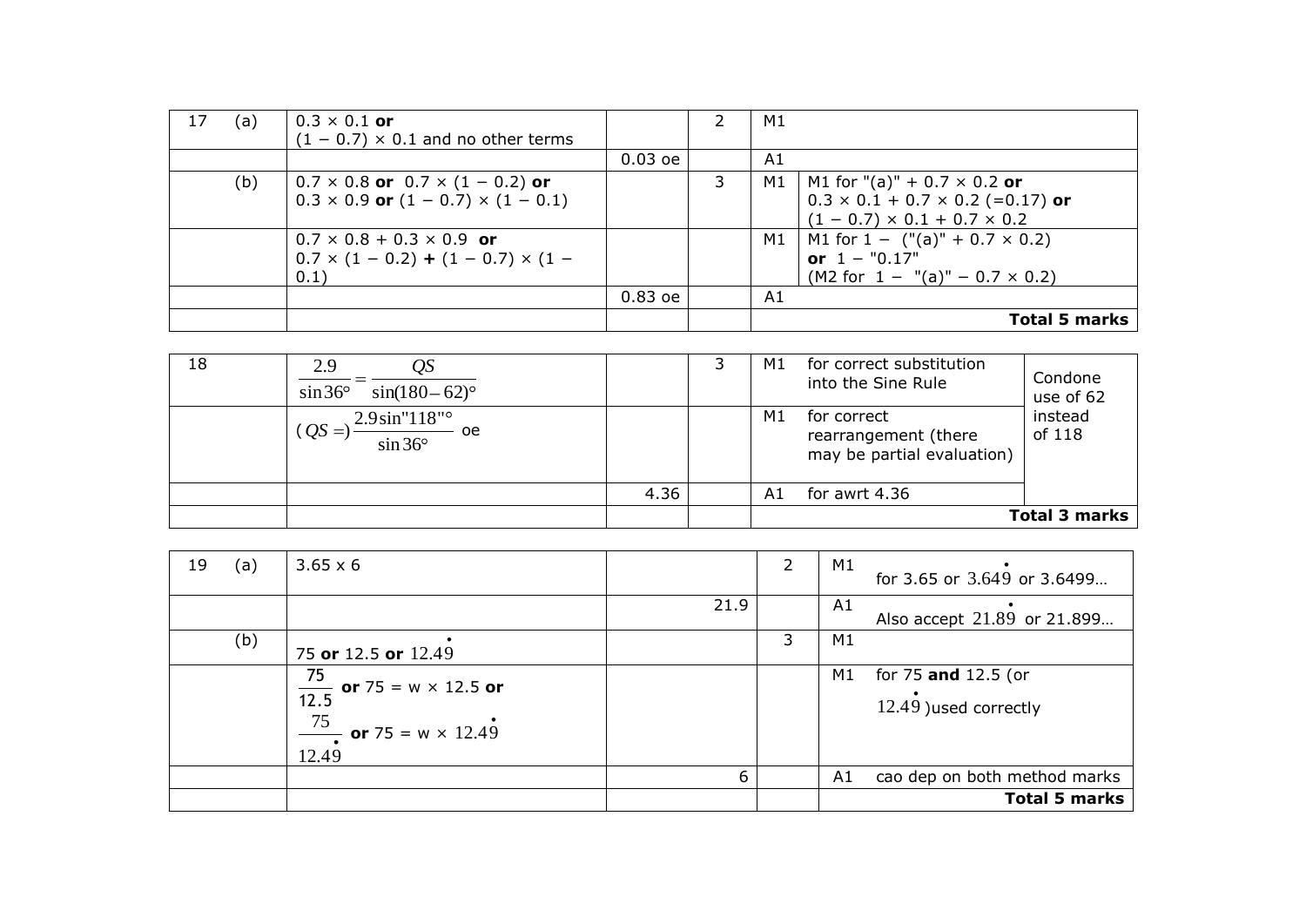| | | | | | | |
|---|---|---|---|---|---|---|
| 17 | (a) | $0.3 \times 0.1$ **or** $(1 - 0.7) \times 0.1$ and no other terms | | 2 | M1 | |
| | | | 0.03 oe | | A1 | |
| | (b) | $0.7 \times 0.8$ **or** $0.7 \times (1 - 0.2)$ **or** $0.3 \times 0.9$ **or** $(1 - 0.7) \times (1 - 0.1)$ | | 3 | M1 | M1 for "(a)" + $0.7 \times 0.2$ **or** $0.3 \times 0.1 + 0.7 \times 0.2$ (=0.17) **or** $(1 - 0.7) \times 0.1 + 0.7 \times 0.2$ |
| | | $0.7 \times 0.8 + 0.3 \times 0.9$ **or** $0.7 \times (1 - 0.2)$ **+** $(1 - 0.7) \times (1 - 0.1)$ | | | M1 | M1 for $1 -$ ("(a)" + $0.7 \times 0.2$) **or** $1 -$ "0.17" (M2 for $1 -$ "(a)" $- 0.7 \times 0.2$) |
| | | | 0.83 oe | | A1 | |
| | | | | | | **Total 5 marks** |

| | | | | | | |
|---|---|---|---|---|---|---|
| 18 | $\frac{2.9}{\sin 36°} = \frac{QS}{\sin(180-62)°}$ | | 3 | M1 | for correct substitution into the Sine Rule | Condone use of 62 instead of 118 |
| | $(QS =) \frac{2.9 \sin "118"°}{\sin 36°}$ oe | | | M1 | for correct rearrangement (there may be partial evaluation) | |
| | | 4.36 | | A1 | for awrt 4.36 | |
| | | | | | **Total 3 marks** | |

| | | | | | | |
|---|---|---|---|---|---|---|
| 19 | (a) | $3.65 \times 6$ | | 2 | M1 | for 3.65 or $3.64\dot{9}$ or 3.6499… |
| | | | 21.9 | | A1 | Also accept $21.8\dot{9}$ or 21.899… |
| | (b) | 75 **or** 12.5 **or** $12.4\dot{9}$ | | 3 | M1 | |
| | | $\frac{75}{12.5}$ **or** $75 = w \times 12.5$ **or** $\frac{75}{12.4\dot{9}}$ **or** $75 = w \times 12.4\dot{9}$ | | | M1 | for 75 **and** 12.5 (or $12.4\dot{9}$) used correctly |
| | | | 6 | | A1 | cao dep on both method marks |
| | | | | | | **Total 5 marks** |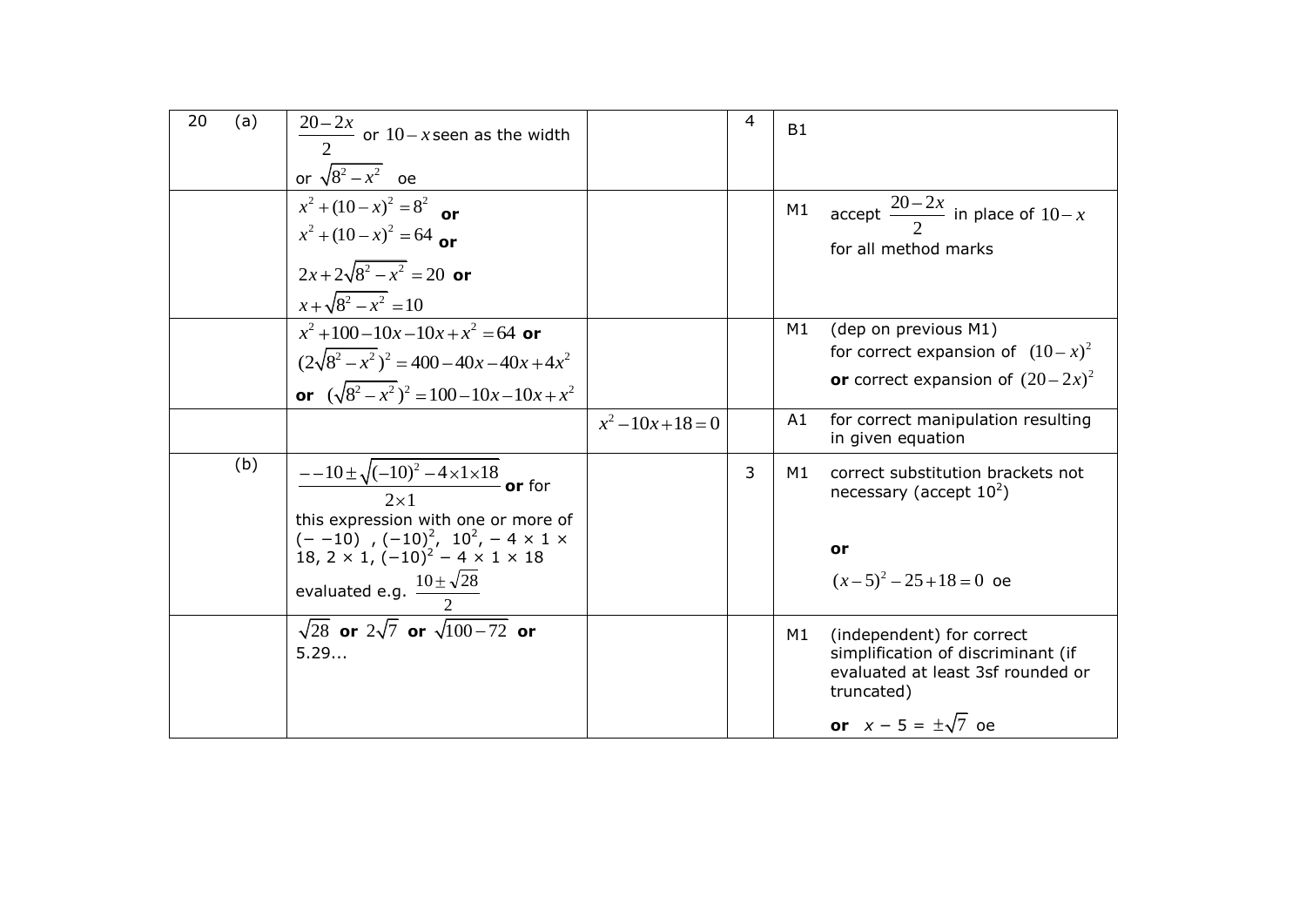| | | | | | | |
|---|---|---|---|---|---|---|
| 20 | (a) | $\frac{20-2x}{2}$ or $10-x$ seen as the width or $\sqrt{8^2-x^2}$ oe | | 4 | B1 | |
| | | $x^2+(10-x)^2=8^2$ **or** $x^2+(10-x)^2=64$ **or** $2x+2\sqrt{8^2-x^2}=20$ **or** $x+\sqrt{8^2-x^2}=10$ | | | M1 | accept $\frac{20-2x}{2}$ in place of $10-x$ for all method marks |
| | | $x^2+100-10x-10x+x^2=64$ **or** $(2\sqrt{8^2-x^2})^2=400-40x-40x+4x^2$ **or** $(\sqrt{8^2-x^2})^2=100-10x-10x+x^2$ | | | M1 | (dep on previous M1) for correct expansion of $(10-x)^2$ **or** correct expansion of $(20-2x)^2$ |
| | | | $x^2-10x+18=0$ | | A1 | for correct manipulation resulting in given equation |
| | (b) | $\frac{--10\pm\sqrt{(-10)^2-4\times1\times18}}{2\times1}$ **or** for this expression with one or more of $(--10)$, $(-10)^2$, $10^2$, $-4\times1\times18$, $2\times1$, $(-10)^2-4\times1\times18$ evaluated e.g. $\frac{10\pm\sqrt{28}}{2}$ | | 3 | M1 | correct substitution brackets not necessary (accept $10^2$) **or** $(x-5)^2-25+18=0$ oe |
| | | $\sqrt{28}$ **or** $2\sqrt{7}$ **or** $\sqrt{100-72}$ **or** 5.29... | | | M1 | (independent) for correct simplification of discriminant (if evaluated at least 3sf rounded or truncated) **or** $x-5=\pm\sqrt{7}$ oe |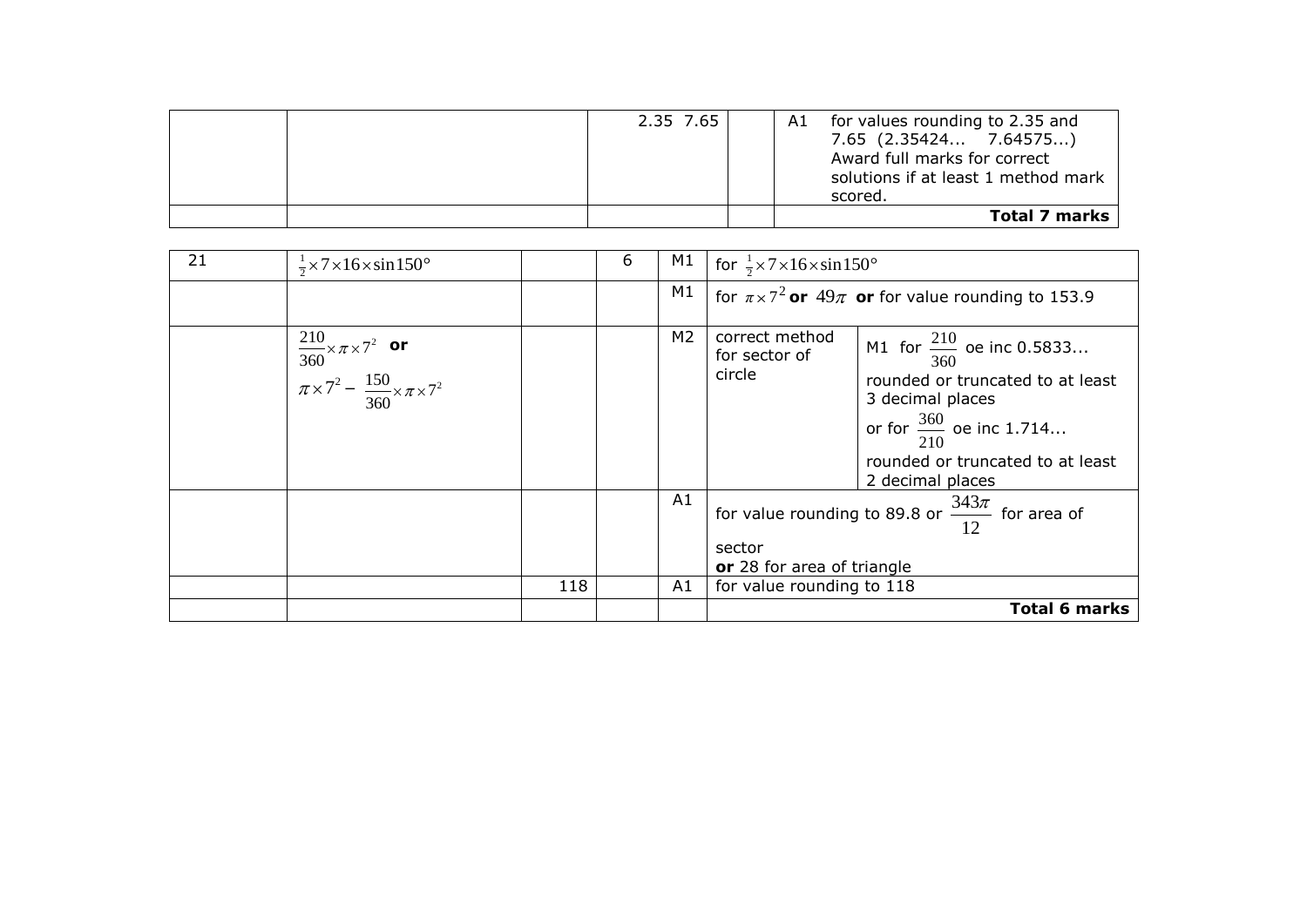| | | 2.35 7.65 | | A1 | for values rounding to 2.35 and 7.65 (2.35424... 7.64575...) Award full marks for correct solutions if at least 1 method mark scored. |
|---|---|---|---|---|---|
| | | | | | **Total 7 marks** |

| 21 | $\frac{1}{2}\times 7\times 16\times \sin 150°$ | | 6 | M1 | for $\frac{1}{2}\times 7\times 16\times \sin 150°$ | |
|---|---|---|---|---|---|---|
| | | | | M1 | for $\pi\times 7^2$ **or** $49\pi$ **or** for value rounding to 153.9 | |
| | $\frac{210}{360}\times\pi\times 7^2$ **or** $\pi\times 7^2 - \frac{150}{360}\times\pi\times 7^2$ | | | M2 | correct method for sector of circle | M1 for $\frac{210}{360}$ oe inc 0.5833... rounded or truncated to at least 3 decimal places or for $\frac{360}{210}$ oe inc 1.714... rounded or truncated to at least 2 decimal places |
| | | | | A1 | for value rounding to 89.8 or $\frac{343\pi}{12}$ for area of sector **or** 28 for area of triangle | |
| | | 118 | | A1 | for value rounding to 118 | |
| | | | | | **Total 6 marks** | |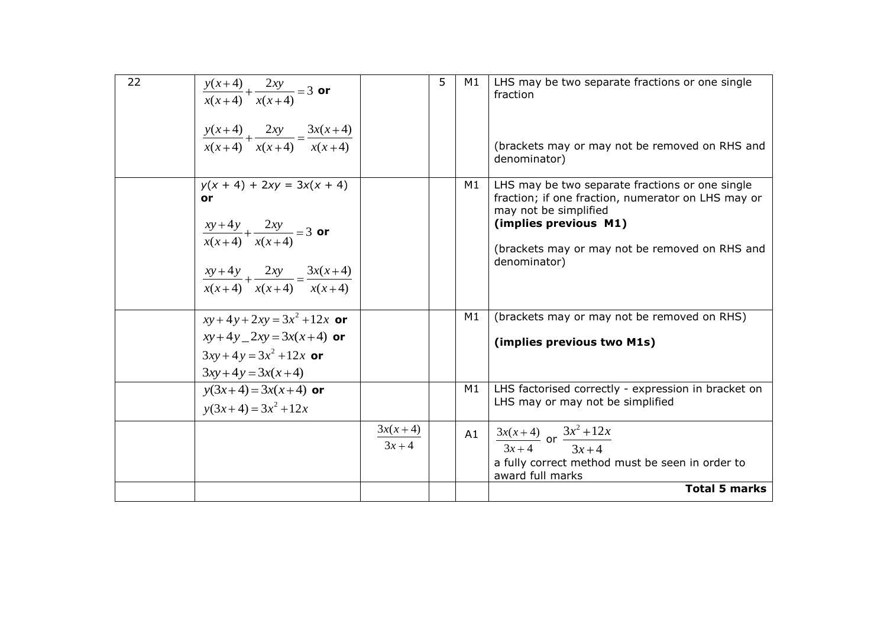| Question | Working | Answer | Mark | | Notes |
|---|---|---|---|---|---|
| 22 | $\frac{y(x+4)}{x(x+4)}+\frac{2xy}{x(x+4)}=3$ **or** $\frac{y(x+4)}{x(x+4)}+\frac{2xy}{x(x+4)}=\frac{3x(x+4)}{x(x+4)}$ | | 5 | M1 | LHS may be two separate fractions or one single fraction (brackets may or may not be removed on RHS and denominator) |
| | $y(x + 4) + 2xy = 3x(x + 4)$ **or** $\frac{xy+4y}{x(x+4)}+\frac{2xy}{x(x+4)}=3$ **or** $\frac{xy+4y}{x(x+4)}+\frac{2xy}{x(x+4)}=\frac{3x(x+4)}{x(x+4)}$ | | | M1 | LHS may be two separate fractions or one single fraction; if one fraction, numerator on LHS may or may not be simplified **(implies previous M1)** (brackets may or may not be removed on RHS and denominator) |
| | $xy+4y+2xy=3x^2+12x$ **or** $xy+4y\_2xy=3x(x+4)$ **or** $3xy+4y=3x^2+12x$ **or** $3xy+4y=3x(x+4)$ | | | M1 | (brackets may or may not be removed on RHS) **(implies previous two M1s)** |
| | $y(3x+4)=3x(x+4)$ **or** $y(3x+4)=3x^2+12x$ | | | M1 | LHS factorised correctly - expression in bracket on LHS may or may not be simplified |
| | | $\frac{3x(x+4)}{3x+4}$ | | A1 | $\frac{3x(x+4)}{3x+4}$ or $\frac{3x^2+12x}{3x+4}$ a fully correct method must be seen in order to award full marks |
| | | | | | **Total 5 marks** |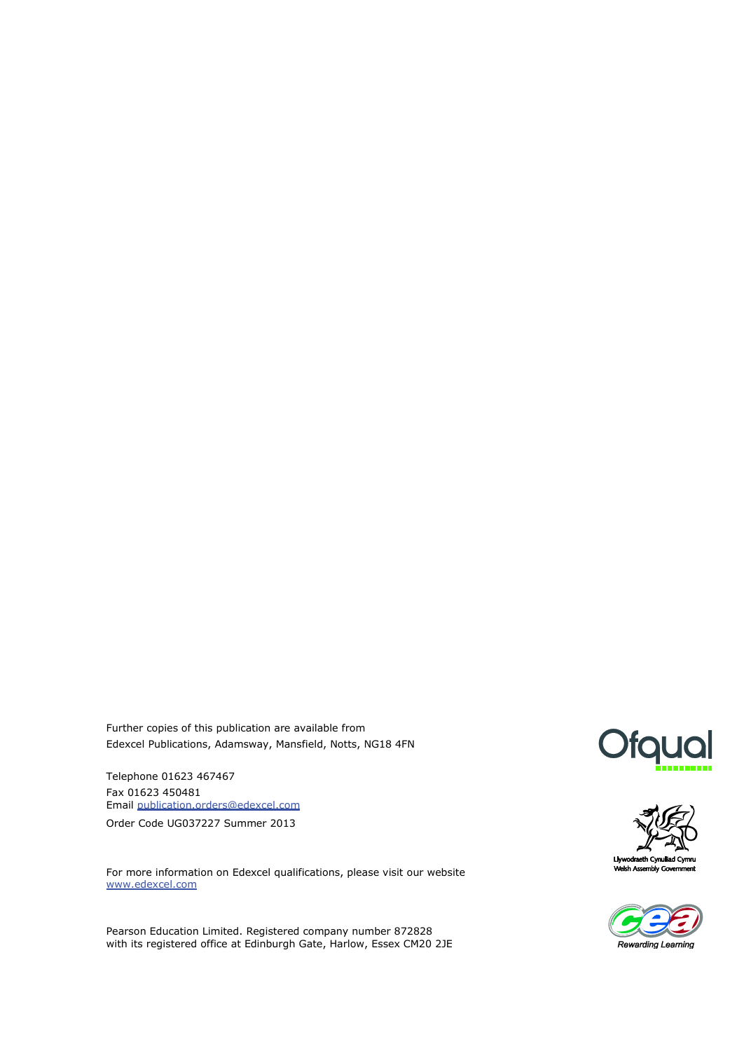Further copies of this publication are available from
Edexcel Publications, Adamsway, Mansfield, Notts, NG18 4FN

Telephone 01623 467467
Fax 01623 450481
Email publication.orders@edexcel.com
Order Code UG037227 Summer 2013

For more information on Edexcel qualifications, please visit our website
www.edexcel.com

Pearson Education Limited. Registered company number 872828
with its registered office at Edinburgh Gate, Harlow, Essex CM20 2JE

Ofqual

Llywodraeth Cynulliad Cymru
Welsh Assembly Government

Rewarding Learning